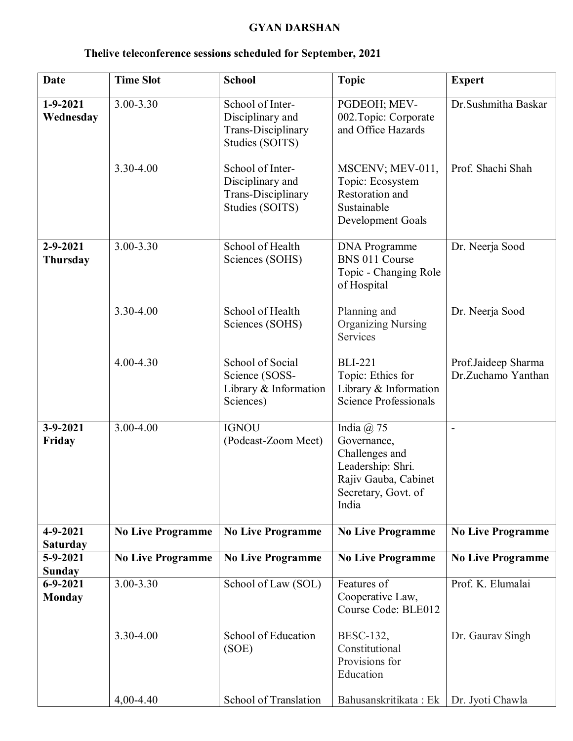**GYAN DARSHAN**

**Thelive teleconference sessions scheduled for September, 2021**

| Date | Time Slot | School | Topic | Expert |
|---|---|---|---|---|
| **1-9-2021 Wednesday** | 3.00-3.30 | School of Inter-Disciplinary and Trans-Disciplinary Studies (SOITS) | PGDEOH; MEV-002.Topic: Corporate and Office Hazards | Dr.Sushmitha Baskar |
| | 3.30-4.00 | School of Inter-Disciplinary and Trans-Disciplinary Studies (SOITS) | MSCENV; MEV-011, Topic: Ecosystem Restoration and Sustainable Development Goals | Prof. Shachi Shah |
| **2-9-2021 Thursday** | 3.00-3.30 | School of Health Sciences (SOHS) | DNA Programme BNS 011 Course Topic - Changing Role of Hospital | Dr. Neerja Sood |
| | 3.30-4.00 | School of Health Sciences (SOHS) | Planning and Organizing Nursing Services | Dr. Neerja Sood |
| | 4.00-4.30 | School of Social Science (SOSS- Library & Information Sciences) | BLI-221 Topic: Ethics for Library & Information Science Professionals | Prof.Jaideep Sharma Dr.Zuchamo Yanthan |
| **3-9-2021 Friday** | 3.00-4.00 | IGNOU (Podcast-Zoom Meet) | India @ 75 Governance, Challenges and Leadership: Shri. Rajiv Gauba, Cabinet Secretary, Govt. of India | - |
| **4-9-2021 Saturday** | **No Live Programme** | **No Live Programme** | **No Live Programme** | **No Live Programme** |
| **5-9-2021 Sunday** | **No Live Programme** | **No Live Programme** | **No Live Programme** | **No Live Programme** |
| **6-9-2021 Monday** | 3.00-3.30 | School of Law (SOL) | Features of Cooperative Law, Course Code: BLE012 | Prof. K. Elumalai |
| | 3.30-4.00 | School of Education (SOE) | BESC-132, Constitutional Provisions for Education | Dr. Gaurav Singh |
| | 4,00-4.40 | School of Translation | Bahusanskritikata : Ek | Dr. Jyoti Chawla |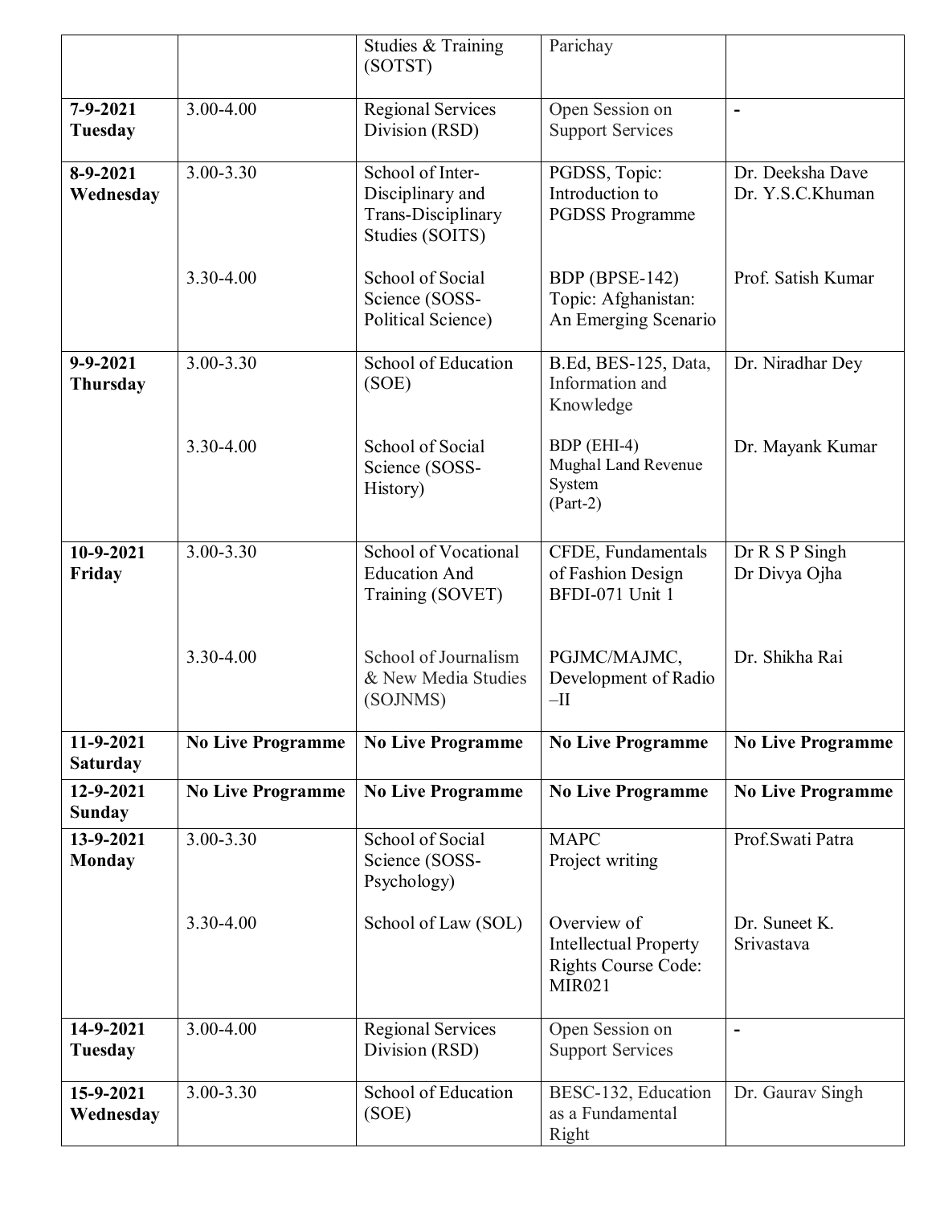| | | Studies & Training (SOTST) | Parichay | |
|---|---|---|---|---|
| **7-9-2021 Tuesday** | 3.00-4.00 | Regional Services Division (RSD) | Open Session on Support Services | - |
| **8-9-2021 Wednesday** | 3.00-3.30 | School of Inter-Disciplinary and Trans-Disciplinary Studies (SOITS) | PGDSS, Topic: Introduction to PGDSS Programme | Dr. Deeksha Dave Dr. Y.S.C.Khuman |
| | 3.30-4.00 | School of Social Science (SOSS-Political Science) | BDP (BPSE-142) Topic: Afghanistan: An Emerging Scenario | Prof. Satish Kumar |
| **9-9-2021 Thursday** | 3.00-3.30 | School of Education (SOE) | B.Ed, BES-125, Data, Information and Knowledge | Dr. Niradhar Dey |
| | 3.30-4.00 | School of Social Science (SOSS-History) | BDP (EHI-4) Mughal Land Revenue System (Part-2) | Dr. Mayank Kumar |
| **10-9-2021 Friday** | 3.00-3.30 | School of Vocational Education And Training (SOVET) | CFDE, Fundamentals of Fashion Design BFDI-071 Unit 1 | Dr R S P Singh Dr Divya Ojha |
| | 3.30-4.00 | School of Journalism & New Media Studies (SOJNMS) | PGJMC/MAJMC, Development of Radio –II | Dr. Shikha Rai |
| **11-9-2021 Saturday** | **No Live Programme** | **No Live Programme** | **No Live Programme** | **No Live Programme** |
| **12-9-2021 Sunday** | **No Live Programme** | **No Live Programme** | **No Live Programme** | **No Live Programme** |
| **13-9-2021 Monday** | 3.00-3.30 | School of Social Science (SOSS-Psychology) | MAPC Project writing | Prof.Swati Patra |
| | 3.30-4.00 | School of Law (SOL) | Overview of Intellectual Property Rights Course Code: MIR021 | Dr. Suneet K. Srivastava |
| **14-9-2021 Tuesday** | 3.00-4.00 | Regional Services Division (RSD) | Open Session on Support Services | - |
| **15-9-2021 Wednesday** | 3.00-3.30 | School of Education (SOE) | BESC-132, Education as a Fundamental Right | Dr. Gaurav Singh |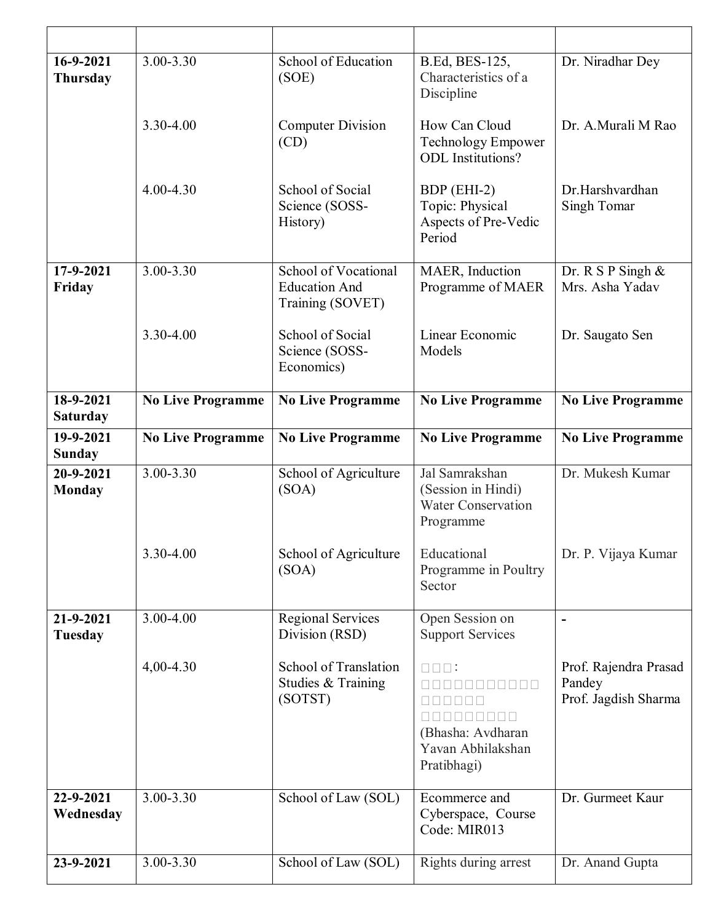| | | | | |
|---|---|---|---|---|
| **16-9-2021 Thursday** | 3.00-3.30 | School of Education (SOE) | B.Ed, BES-125, Characteristics of a Discipline | Dr. Niradhar Dey |
| | 3.30-4.00 | Computer Division (CD) | How Can Cloud Technology Empower ODL Institutions? | Dr. A.Murali M Rao |
| | 4.00-4.30 | School of Social Science (SOSS-History) | BDP (EHI-2) Topic: Physical Aspects of Pre-Vedic Period | Dr.Harshvardhan Singh Tomar |
| **17-9-2021 Friday** | 3.00-3.30 | School of Vocational Education And Training (SOVET) | MAER, Induction Programme of MAER | Dr. R S P Singh & Mrs. Asha Yadav |
| | 3.30-4.00 | School of Social Science (SOSS-Economics) | Linear Economic Models | Dr. Saugato Sen |
| **18-9-2021 Saturday** | **No Live Programme** | **No Live Programme** | **No Live Programme** | **No Live Programme** |
| **19-9-2021 Sunday** | **No Live Programme** | **No Live Programme** | **No Live Programme** | **No Live Programme** |
| **20-9-2021 Monday** | 3.00-3.30 | School of Agriculture (SOA) | Jal Samrakshan (Session in Hindi) Water Conservation Programme | Dr. Mukesh Kumar |
| | 3.30-4.00 | School of Agriculture (SOA) | Educational Programme in Poultry Sector | Dr. P. Vijaya Kumar |
| **21-9-2021 Tuesday** | 3.00-4.00 | Regional Services Division (RSD) | Open Session on Support Services | **-** |
| | 4,00-4.30 | School of Translation Studies & Training (SOTST) | □□□: □□□□□□□□□□□ □□□□□□ □□□□□□□□□ (Bhasha: Avdharan Yavan Abhilakshan Pratibhagi) | Prof. Rajendra Prasad Pandey Prof. Jagdish Sharma |
| **22-9-2021 Wednesday** | 3.00-3.30 | School of Law (SOL) | Ecommerce and Cyberspace, Course Code: MIR013 | Dr. Gurmeet Kaur |
| **23-9-2021** | 3.00-3.30 | School of Law (SOL) | Rights during arrest | Dr. Anand Gupta |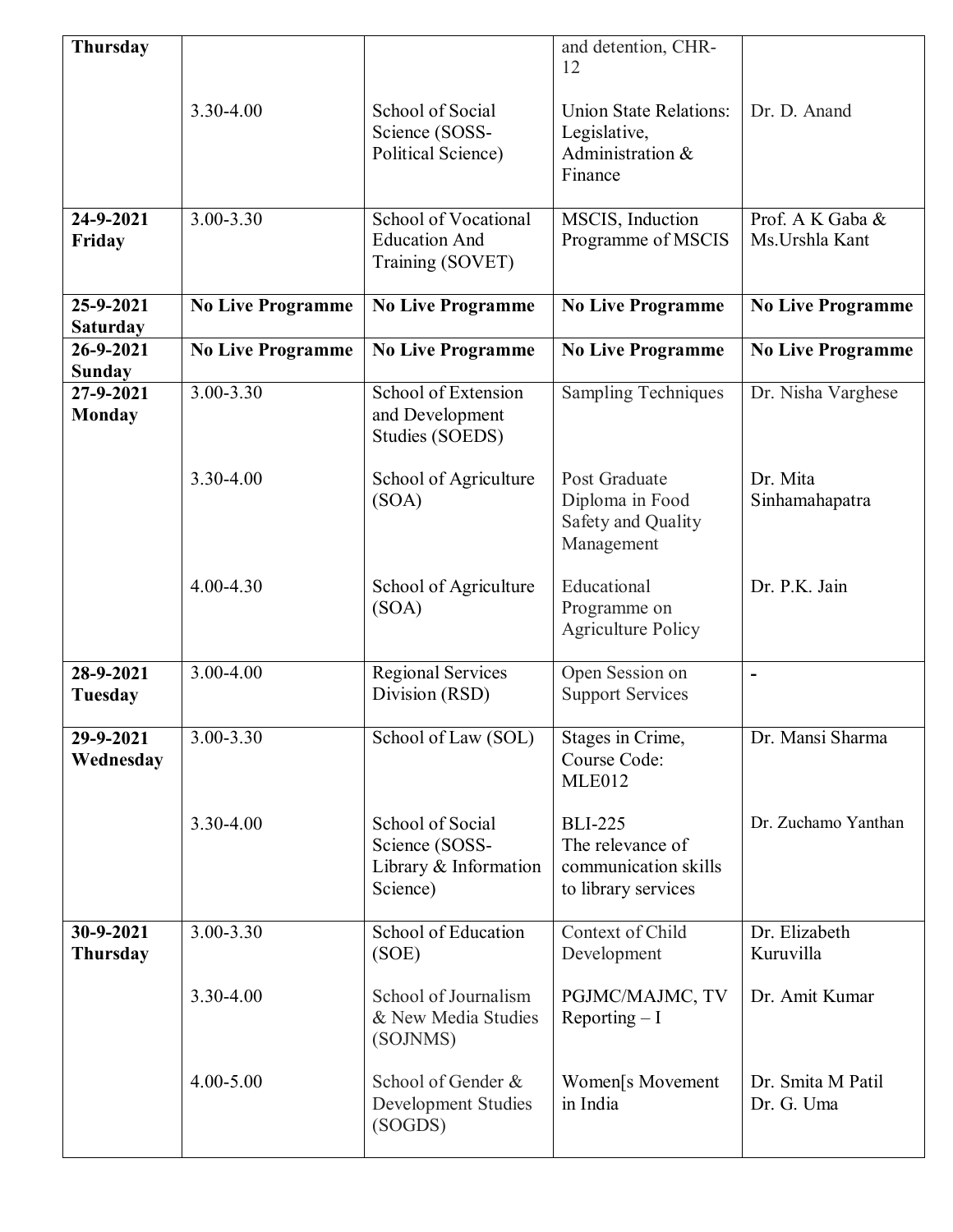| | | | | |
|---|---|---|---|---|
| **Thursday** | | | and detention, CHR-12 | |
| | 3.30-4.00 | School of Social Science (SOSS-Political Science) | Union State Relations: Legislative, Administration & Finance | Dr. D. Anand |
| **24-9-2021 Friday** | 3.00-3.30 | School of Vocational Education And Training (SOVET) | MSCIS, Induction Programme of MSCIS | Prof. A K Gaba & Ms.Urshla Kant |
| **25-9-2021 Saturday** | **No Live Programme** | **No Live Programme** | **No Live Programme** | **No Live Programme** |
| **26-9-2021 Sunday** | **No Live Programme** | **No Live Programme** | **No Live Programme** | **No Live Programme** |
| **27-9-2021 Monday** | 3.00-3.30 | School of Extension and Development Studies (SOEDS) | Sampling Techniques | Dr. Nisha Varghese |
| | 3.30-4.00 | School of Agriculture (SOA) | Post Graduate Diploma in Food Safety and Quality Management | Dr. Mita Sinhamahapatra |
| | 4.00-4.30 | School of Agriculture (SOA) | Educational Programme on Agriculture Policy | Dr. P.K. Jain |
| **28-9-2021 Tuesday** | 3.00-4.00 | Regional Services Division (RSD) | Open Session on Support Services | - |
| **29-9-2021 Wednesday** | 3.00-3.30 | School of Law (SOL) | Stages in Crime, Course Code: MLE012 | Dr. Mansi Sharma |
| | 3.30-4.00 | School of Social Science (SOSS-Library & Information Science) | BLI-225 The relevance of communication skills to library services | Dr. Zuchamo Yanthan |
| **30-9-2021 Thursday** | 3.00-3.30 | School of Education (SOE) | Context of Child Development | Dr. Elizabeth Kuruvilla |
| | 3.30-4.00 | School of Journalism & New Media Studies (SOJNMS) | PGJMC/MAJMC, TV Reporting – I | Dr. Amit Kumar |
| | 4.00-5.00 | School of Gender & Development Studies (SOGDS) | Women[s Movement in India | Dr. Smita M Patil Dr. G. Uma |